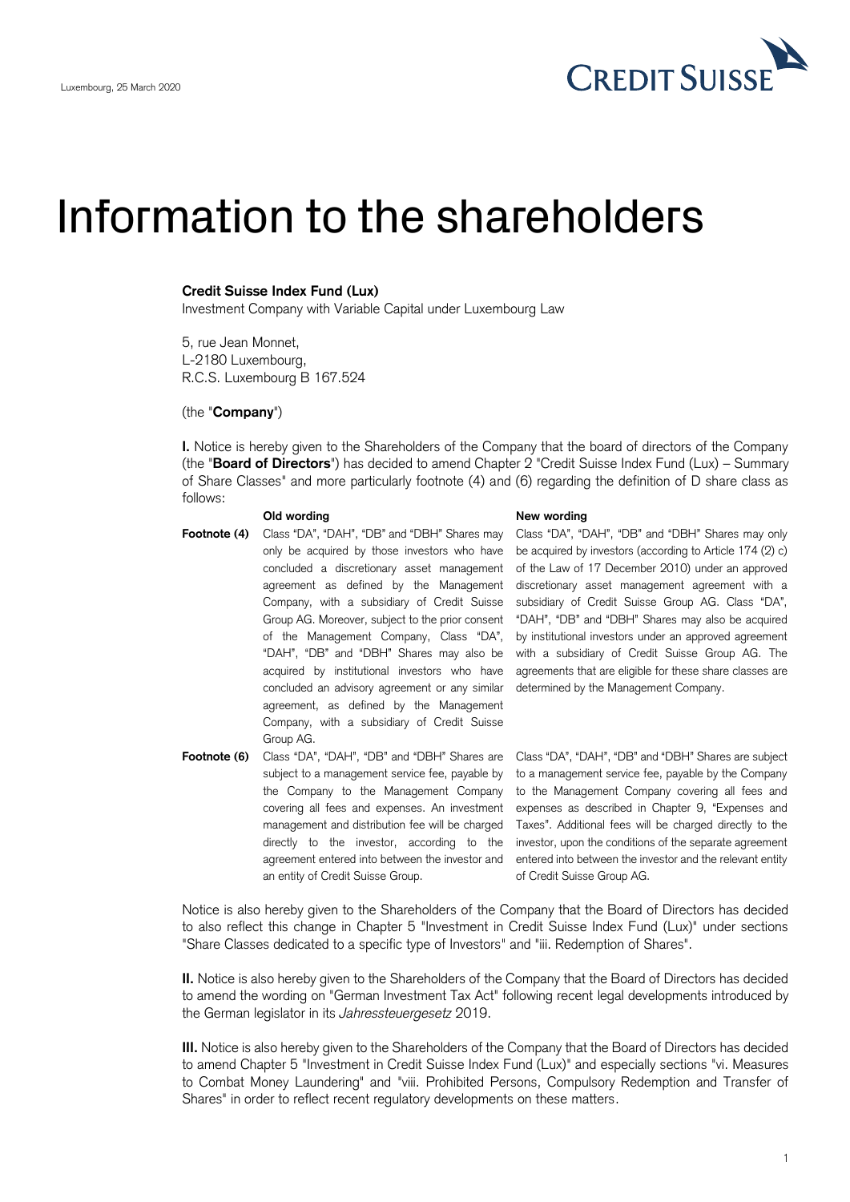Luxembourg, 25 March 2020

# Information to the shareholders

**Credit Suisse Index Fund (Lux)**
Investment Company with Variable Capital under Luxembourg Law

5, rue Jean Monnet,
L-2180 Luxembourg,
R.C.S. Luxembourg B 167.524

(the "**Company**")

**I.** Notice is hereby given to the Shareholders of the Company that the board of directors of the Company (the "**Board of Directors**") has decided to amend Chapter 2 "Credit Suisse Index Fund (Lux) – Summary of Share Classes" and more particularly footnote (4) and (6) regarding the definition of D share class as follows:

| | Old wording | New wording |
|---|---|---|
| **Footnote (4)** | Class "DA", "DAH", "DB" and "DBH" Shares may only be acquired by those investors who have concluded a discretionary asset management agreement as defined by the Management Company, with a subsidiary of Credit Suisse Group AG. Moreover, subject to the prior consent of the Management Company, Class "DA", "DAH", "DB" and "DBH" Shares may also be acquired by institutional investors who have concluded an advisory agreement or any similar agreement, as defined by the Management Company, with a subsidiary of Credit Suisse Group AG. | Class "DA", "DAH", "DB" and "DBH" Shares may only be acquired by investors (according to Article 174 (2) c) of the Law of 17 December 2010) under an approved discretionary asset management agreement with a subsidiary of Credit Suisse Group AG. Class "DA", "DAH", "DB" and "DBH" Shares may also be acquired by institutional investors under an approved agreement with a subsidiary of Credit Suisse Group AG. The agreements that are eligible for these share classes are determined by the Management Company. |
| **Footnote (6)** | Class "DA", "DAH", "DB" and "DBH" Shares are subject to a management service fee, payable by the Company to the Management Company covering all fees and expenses. An investment management and distribution fee will be charged directly to the investor, according to the agreement entered into between the investor and an entity of Credit Suisse Group. | Class "DA", "DAH", "DB" and "DBH" Shares are subject to a management service fee, payable by the Company to the Management Company covering all fees and expenses as described in Chapter 9, "Expenses and Taxes". Additional fees will be charged directly to the investor, upon the conditions of the separate agreement entered into between the investor and the relevant entity of Credit Suisse Group AG. |

Notice is also hereby given to the Shareholders of the Company that the Board of Directors has decided to also reflect this change in Chapter 5 "Investment in Credit Suisse Index Fund (Lux)" under sections "Share Classes dedicated to a specific type of Investors" and "iii. Redemption of Shares".

**II.** Notice is also hereby given to the Shareholders of the Company that the Board of Directors has decided to amend the wording on "German Investment Tax Act" following recent legal developments introduced by the German legislator in its *Jahressteuergesetz* 2019.

**III.** Notice is also hereby given to the Shareholders of the Company that the Board of Directors has decided to amend Chapter 5 "Investment in Credit Suisse Index Fund (Lux)" and especially sections "vi. Measures to Combat Money Laundering" and "viii. Prohibited Persons, Compulsory Redemption and Transfer of Shares" in order to reflect recent regulatory developments on these matters.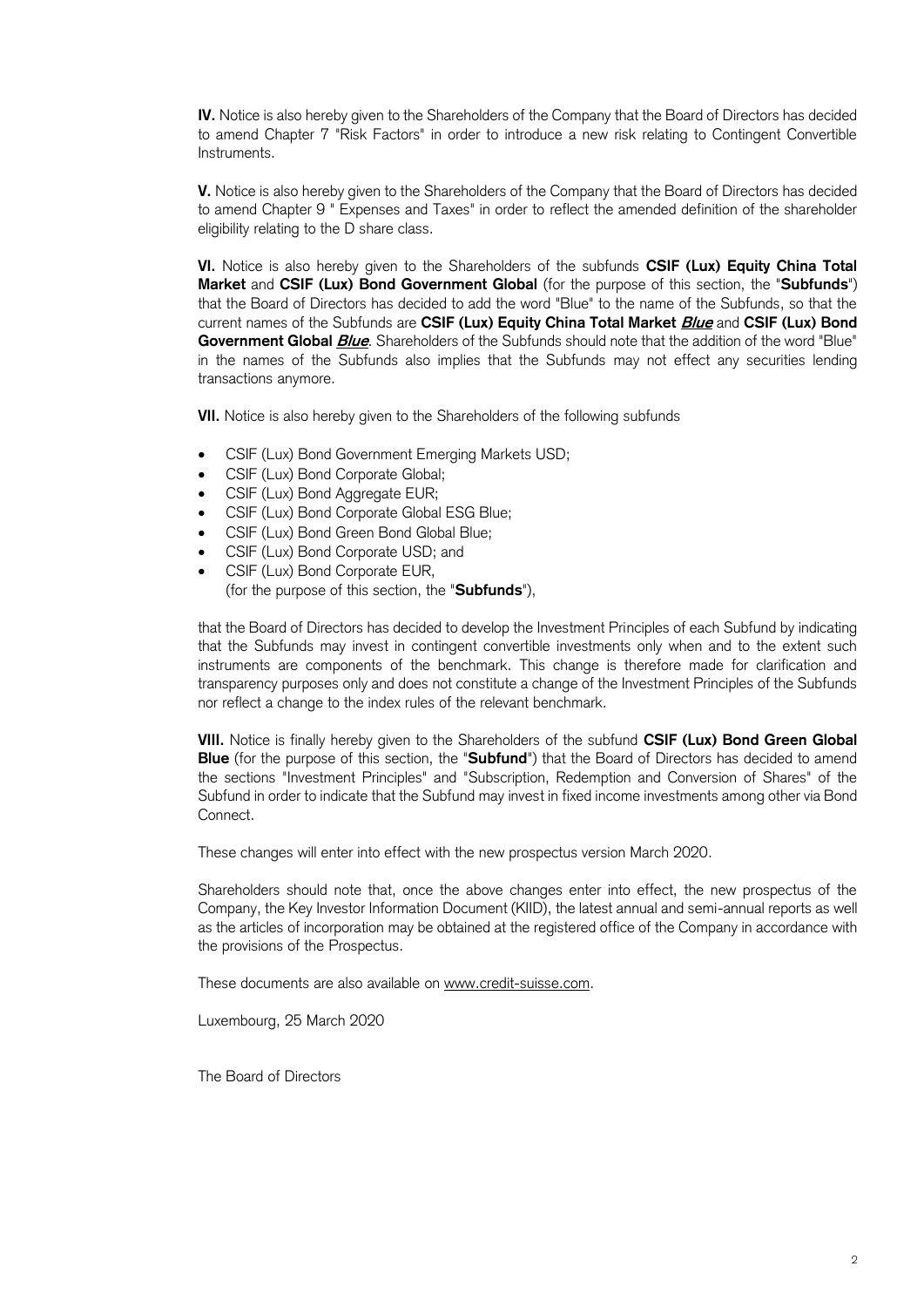**IV.** Notice is also hereby given to the Shareholders of the Company that the Board of Directors has decided to amend Chapter 7 "Risk Factors" in order to introduce a new risk relating to Contingent Convertible Instruments.

**V.** Notice is also hereby given to the Shareholders of the Company that the Board of Directors has decided to amend Chapter 9 " Expenses and Taxes" in order to reflect the amended definition of the shareholder eligibility relating to the D share class.

**VI.** Notice is also hereby given to the Shareholders of the subfunds **CSIF (Lux) Equity China Total Market** and **CSIF (Lux) Bond Government Global** (for the purpose of this section, the "**Subfunds**") that the Board of Directors has decided to add the word "Blue" to the name of the Subfunds, so that the current names of the Subfunds are **CSIF (Lux) Equity China Total Market _Blue_** and **CSIF (Lux) Bond Government Global _Blue_**. Shareholders of the Subfunds should note that the addition of the word "Blue" in the names of the Subfunds also implies that the Subfunds may not effect any securities lending transactions anymore.

**VII.** Notice is also hereby given to the Shareholders of the following subfunds

- CSIF (Lux) Bond Government Emerging Markets USD;
- CSIF (Lux) Bond Corporate Global;
- CSIF (Lux) Bond Aggregate EUR;
- CSIF (Lux) Bond Corporate Global ESG Blue;
- CSIF (Lux) Bond Green Bond Global Blue;
- CSIF (Lux) Bond Corporate USD; and
- CSIF (Lux) Bond Corporate EUR,
  (for the purpose of this section, the "**Subfunds**"),

that the Board of Directors has decided to develop the Investment Principles of each Subfund by indicating that the Subfunds may invest in contingent convertible investments only when and to the extent such instruments are components of the benchmark. This change is therefore made for clarification and transparency purposes only and does not constitute a change of the Investment Principles of the Subfunds nor reflect a change to the index rules of the relevant benchmark.

**VIII.** Notice is finally hereby given to the Shareholders of the subfund **CSIF (Lux) Bond Green Global Blue** (for the purpose of this section, the "**Subfund**") that the Board of Directors has decided to amend the sections "Investment Principles" and "Subscription, Redemption and Conversion of Shares" of the Subfund in order to indicate that the Subfund may invest in fixed income investments among other via Bond Connect.

These changes will enter into effect with the new prospectus version March 2020.

Shareholders should note that, once the above changes enter into effect, the new prospectus of the Company, the Key Investor Information Document (KIID), the latest annual and semi-annual reports as well as the articles of incorporation may be obtained at the registered office of the Company in accordance with the provisions of the Prospectus.

These documents are also available on www.credit-suisse.com.

Luxembourg, 25 March 2020

The Board of Directors